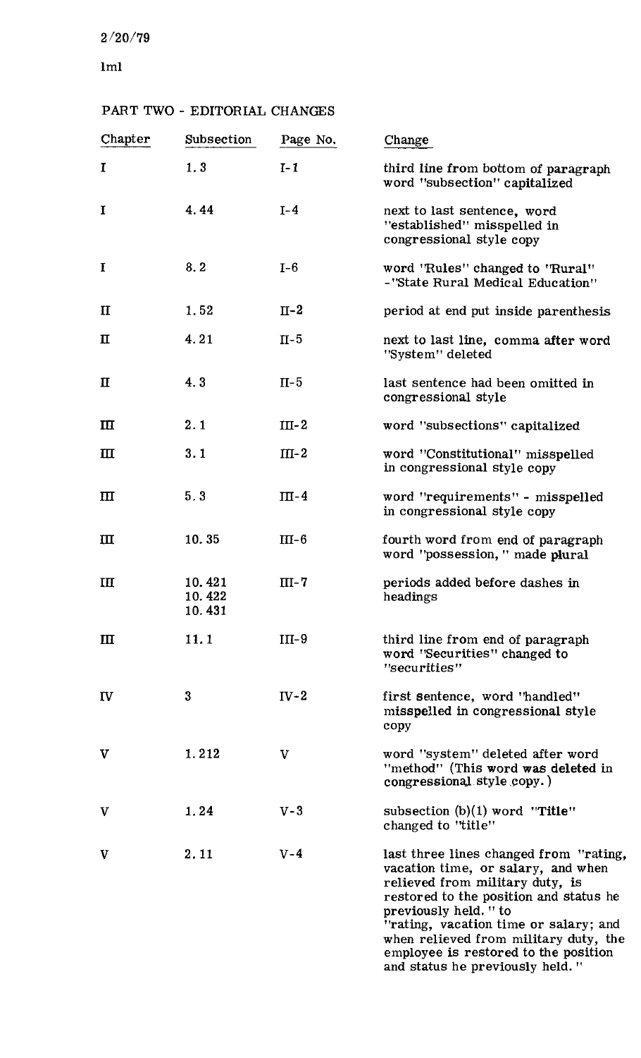2/20/79

lml

## PART TWO - EDITORIAL CHANGES

| Chapter | Subsection | Page No. | Change |
|---|---|---|---|
| I | 1.3 | I-1 | third line from bottom of paragraph word "subsection" capitalized |
| I | 4.44 | I-4 | next to last sentence, word "established" misspelled in congressional style copy |
| I | 8.2 | I-6 | word "Rules" changed to "Rural" -"State Rural Medical Education" |
| II | 1.52 | II-2 | period at end put inside parenthesis |
| II | 4.21 | II-5 | next to last line, comma after word "System" deleted |
| II | 4.3 | II-5 | last sentence had been omitted in congressional style |
| III | 2.1 | III-2 | word "subsections" capitalized |
| III | 3.1 | III-2 | word "Constitutional" misspelled in congressional style copy |
| III | 5.3 | III-4 | word "requirements" - misspelled in congressional style copy |
| III | 10.35 | III-6 | fourth word from end of paragraph word "possession," made plural |
| III | 10.421<br>10.422<br>10.431 | III-7 | periods added before dashes in headings |
| III | 11.1 | III-9 | third line from end of paragraph word "Securities" changed to "securities" |
| IV | 3 | IV-2 | first sentence, word "handled" misspelled in congressional style copy |
| V | 1.212 | V | word "system" deleted after word "method" (This word was deleted in congressional style copy.) |
| V | 1.24 | V-3 | subsection (b)(1) word "Title" changed to "title" |
| V | 2.11 | V-4 | last three lines changed from "rating, vacation time, or salary, and when relieved from military duty, is restored to the position and status he previously held." to "rating, vacation time or salary; and when relieved from military duty, the employee is restored to the position and status he previously held." |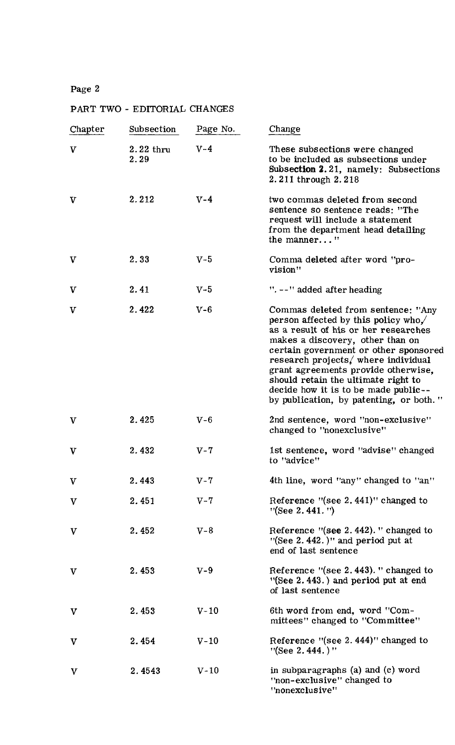## PART TWO - EDITORIAL CHANGES

| Chapter | Subsection | Page No. | Change |
|---|---|---|---|
| V | 2.22 thru 2.29 | V-4 | These subsections were changed to be included as subsections under **Subsection 2.21**, namely: Subsections 2.211 through 2.218 |
| V | 2.212 | V-4 | two commas deleted from second sentence so sentence reads: "The request will include a statement from the department head detailing the manner... " |
| V | 2.33 | V-5 | Comma deleted after word "provision" |
| V | 2.41 | V-5 | ". --" added after heading |
| V | 2.422 | V-6 | Commas deleted from sentence: "Any person affected by this policy who,/ as a result of his or her researches makes a discovery, other than on certain government or other sponsored research projects,/ where individual grant agreements provide otherwise, should retain the ultimate right to decide how it is to be made public--by publication, by patenting, or both. " |
| V | 2.425 | V-6 | 2nd sentence, word "non-exclusive" changed to "nonexclusive" |
| V | 2.432 | V-7 | 1st sentence, word "advise" changed to "advice" |
| V | 2.443 | V-7 | 4th line, word "any" changed to "an" |
| V | 2.451 | V-7 | Reference "(see 2.441)" changed to "(See 2.441. ") |
| V | 2.452 | V-8 | Reference "(see 2.442). " changed to "(See 2.442.)" and period put at end of last sentence |
| V | 2.453 | V-9 | Reference "(see 2.443). " changed to "(See 2.443.) and period put at end of last sentence |
| V | 2.453 | V-10 | 6th word from end, word "Committees" changed to "Committee" |
| V | 2.454 | V-10 | Reference "(see 2.444)" changed to "(See 2.444.) " |
| V | 2.4543 | V-10 | in subparagraphs (a) and (c) word "non-exclusive" changed to "nonexclusive" |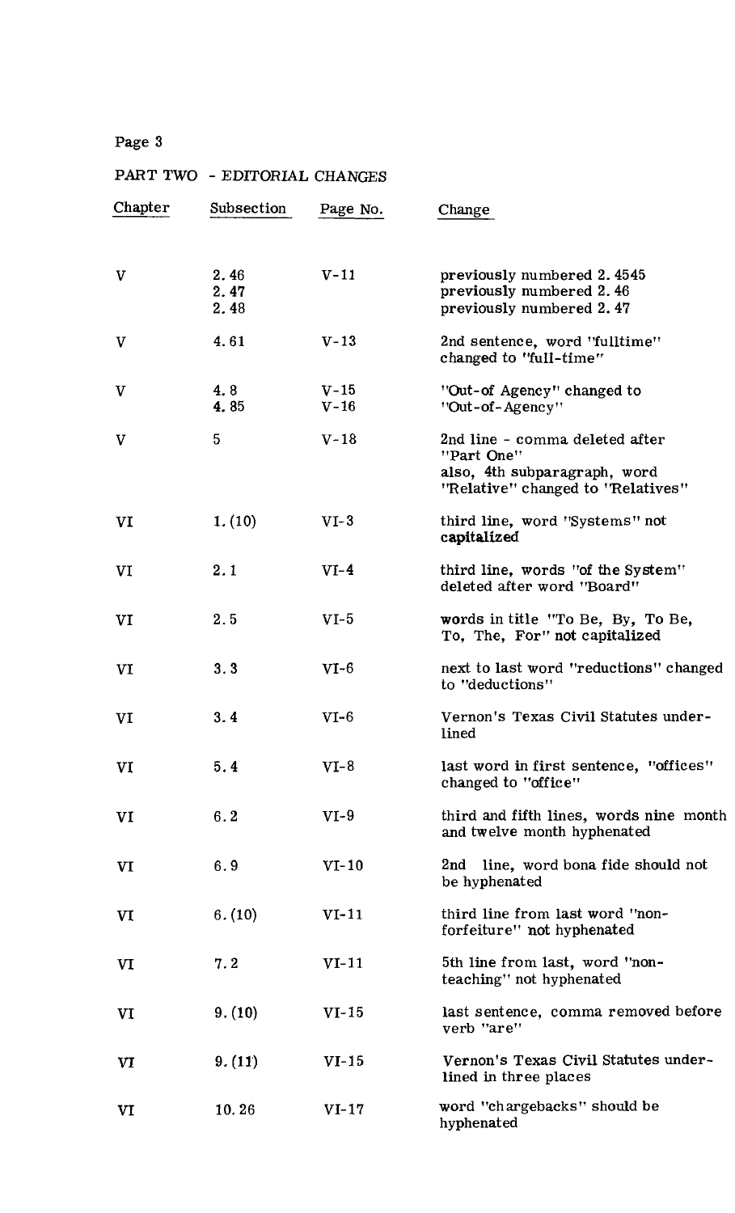PART TWO - EDITORIAL CHANGES

| Chapter | Subsection | Page No. | Change |
|---|---|---|---|
| V | 2.46 | V-11 | previously numbered 2.4545 |
| | 2.47 | | previously numbered 2.46 |
| | 2.48 | | previously numbered 2.47 |
| V | 4.61 | V-13 | 2nd sentence, word "fulltime" changed to "full-time" |
| V | 4.8 | V-15 | "Out-of Agency" changed to "Out-of-Agency" |
| | 4.85 | V-16 | |
| V | 5 | V-18 | 2nd line - comma deleted after "Part One" also, 4th subparagraph, word "Relative" changed to "Relatives" |
| VI | 1.(10) | VI-3 | third line, word "Systems" not capitalized |
| VI | 2.1 | VI-4 | third line, words "of the System" deleted after word "Board" |
| VI | 2.5 | VI-5 | words in title "To Be, By, To Be, To, The, For" not capitalized |
| VI | 3.3 | VI-6 | next to last word "reductions" changed to "deductions" |
| VI | 3.4 | VI-6 | Vernon's Texas Civil Statutes underlined |
| VI | 5.4 | VI-8 | last word in first sentence, "offices" changed to "office" |
| VI | 6.2 | VI-9 | third and fifth lines, words nine month and twelve month hyphenated |
| VI | 6.9 | VI-10 | 2nd line, word bona fide should not be hyphenated |
| VI | 6.(10) | VI-11 | third line from last word "non-forfeiture" not hyphenated |
| VI | 7.2 | VI-11 | 5th line from last, word "non-teaching" not hyphenated |
| VI | 9.(10) | VI-15 | last sentence, comma removed before verb "are" |
| VI | 9.(11) | VI-15 | Vernon's Texas Civil Statutes underlined in three places |
| VI | 10.26 | VI-17 | word "chargebacks" should be hyphenated |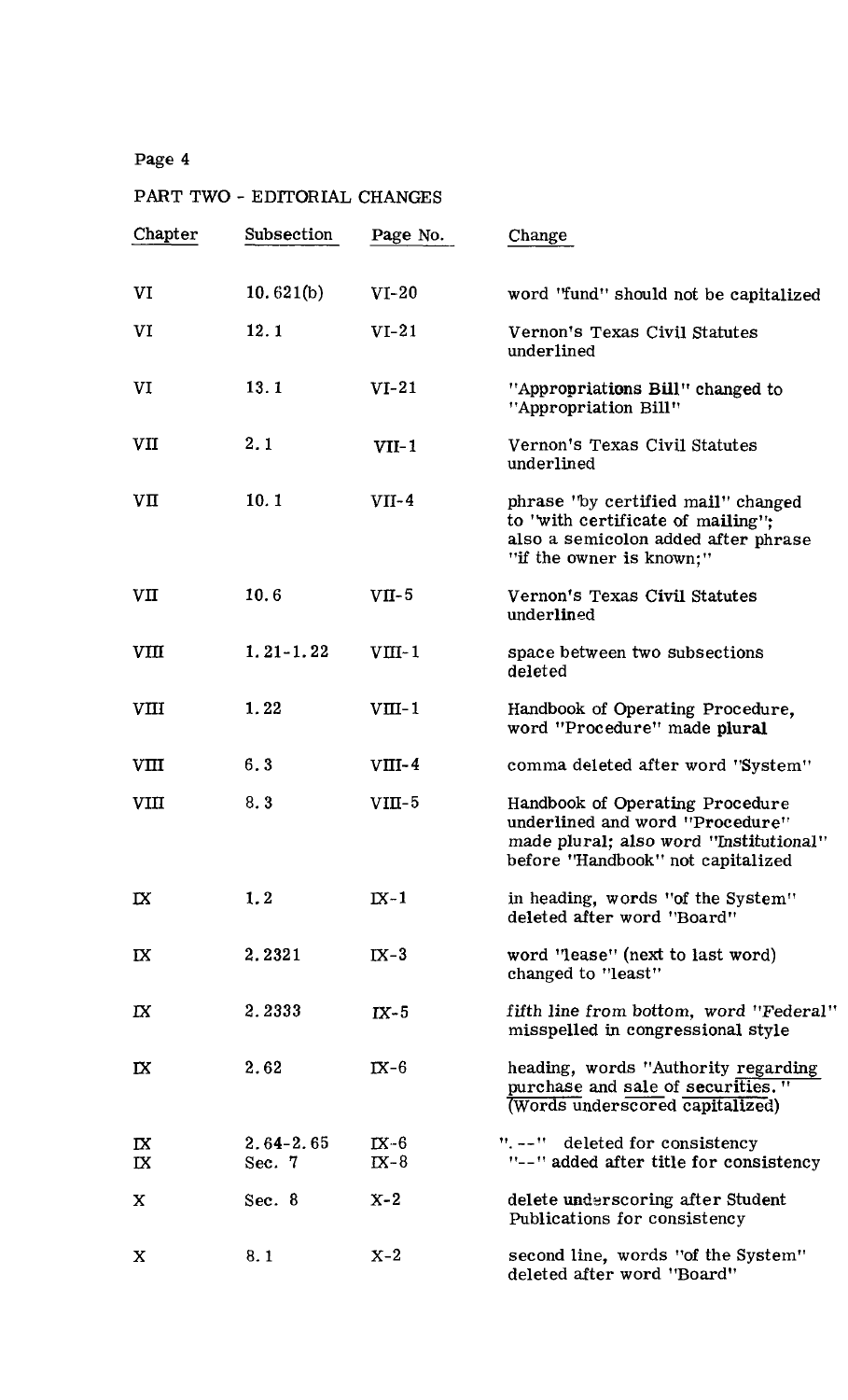## PART TWO - EDITORIAL CHANGES

| Chapter | Subsection | Page No. | Change |
|---|---|---|---|
| VI | 10.621(b) | VI-20 | word "fund" should not be capitalized |
| VI | 12.1 | VI-21 | Vernon's Texas Civil Statutes underlined |
| VI | 13.1 | VI-21 | "Appropriations Bill" changed to "Appropriation Bill" |
| VII | 2.1 | VII-1 | Vernon's Texas Civil Statutes underlined |
| VII | 10.1 | VII-4 | phrase "by certified mail" changed to "with certificate of mailing"; also a semicolon added after phrase "if the owner is known;" |
| VII | 10.6 | VII-5 | Vernon's Texas Civil Statutes underlined |
| VIII | 1.21-1.22 | VIII-1 | space between two subsections deleted |
| VIII | 1.22 | VIII-1 | Handbook of Operating Procedure, word "Procedure" made plural |
| VIII | 6.3 | VIII-4 | comma deleted after word "System" |
| VIII | 8.3 | VIII-5 | Handbook of Operating Procedure underlined and word "Procedure" made plural; also word "Institutional" before "Handbook" not capitalized |
| IX | 1.2 | IX-1 | in heading, words "of the System" deleted after word "Board" |
| IX | 2.2321 | IX-3 | word "lease" (next to last word) changed to "least" |
| IX | 2.2333 | IX-5 | fifth line from bottom, word "Federal" misspelled in congressional style |
| IX | 2.62 | IX-6 | heading, words "Authority <u>regarding purchase</u> and <u>sale</u> of <u>securities</u>." (Words underscored capitalized) |
| IX | 2.64-2.65 | IX-6 | ". --" deleted for consistency |
| IX | Sec. 7 | IX-8 | "--" added after title for consistency |
| X | Sec. 8 | X-2 | delete underscoring after Student Publications for consistency |
| X | 8.1 | X-2 | second line, words "of the System" deleted after word "Board" |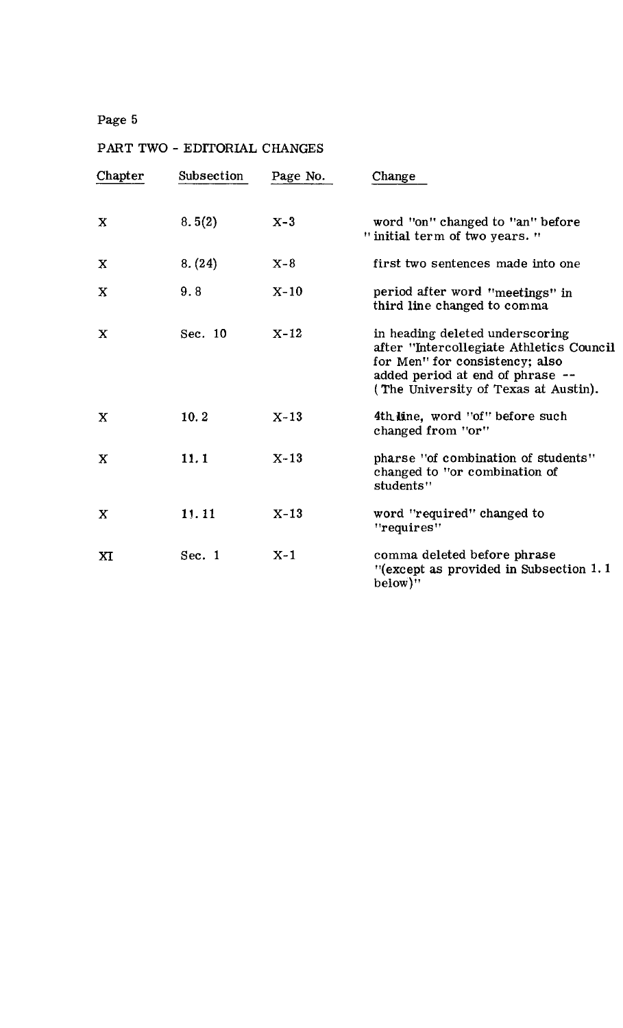## PART TWO - EDITORIAL CHANGES

| Chapter | Subsection | Page No. | Change |
|---|---|---|---|
| X | 8.5(2) | X-3 | word "on" changed to "an" before "initial term of two years." |
| X | 8.(24) | X-8 | first two sentences made into one |
| X | 9.8 | X-10 | period after word "meetings" in third line changed to comma |
| X | Sec. 10 | X-12 | in heading deleted underscoring after "Intercollegiate Athletics Council for Men" for consistency; also added period at end of phrase -- (The University of Texas at Austin). |
| X | 10.2 | X-13 | 4th line, word "of" before such changed from "or" |
| X | 11.1 | X-13 | pharse "of combination of students" changed to "or combination of students" |
| X | 11.11 | X-13 | word "required" changed to "requires" |
| XI | Sec. 1 | X-1 | comma deleted before phrase "(except as provided in Subsection 1.1 below)" |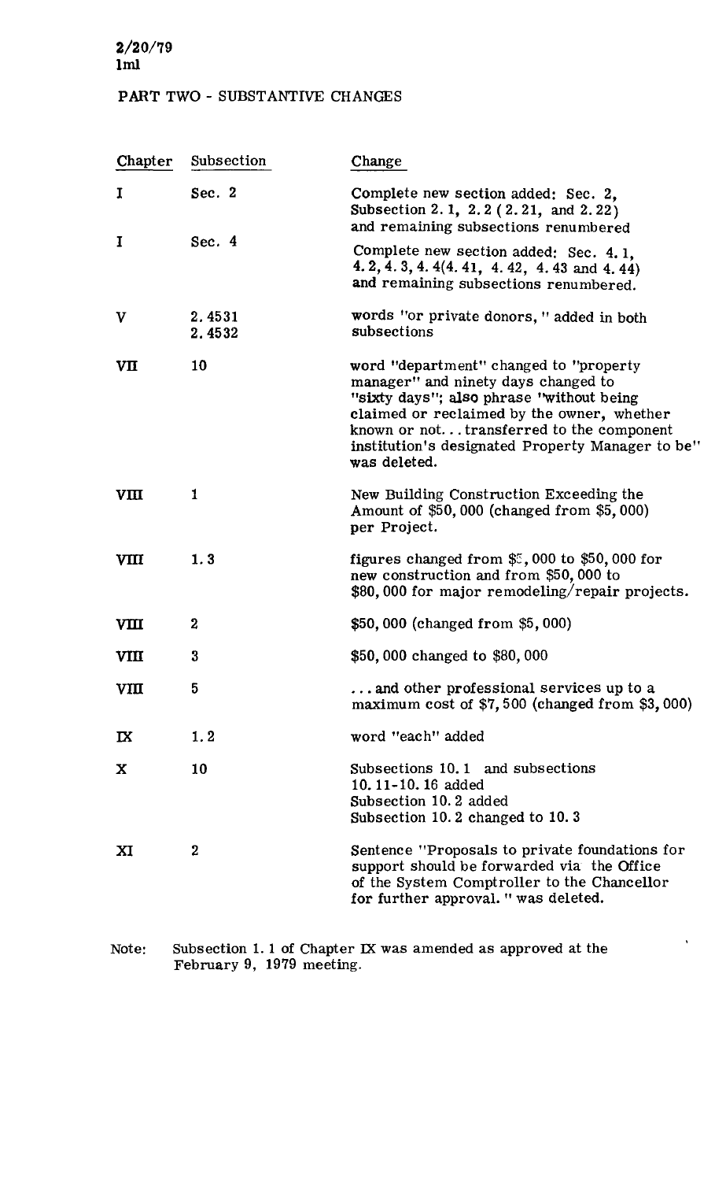2/20/79
lml

## PART TWO - SUBSTANTIVE CHANGES

| Chapter | Subsection | Change |
|---|---|---|
| I | Sec. 2 | Complete new section added: Sec. 2, Subsection 2.1, 2.2 (2.21, and 2.22) and remaining subsections renumbered |
| I | Sec. 4 | Complete new section added: Sec. 4.1, 4.2, 4.3, 4.4(4.41, 4.42, 4.43 and 4.44) and remaining subsections renumbered. |
| V | 2.4531<br>2.4532 | words "or private donors," added in both subsections |
| VII | 10 | word "department" changed to "property manager" and ninety days changed to "sixty days"; also phrase "without being claimed or reclaimed by the owner, whether known or not... transferred to the component institution's designated Property Manager to be" was deleted. |
| VIII | 1 | New Building Construction Exceeding the Amount of $50,000 (changed from $5,000) per Project. |
| VIII | 1.3 | figures changed from $5,000 to $50,000 for new construction and from $50,000 to $80,000 for major remodeling/repair projects. |
| VIII | 2 | $50,000 (changed from $5,000) |
| VIII | 3 | $50,000 changed to $80,000 |
| VIII | 5 | ... and other professional services up to a maximum cost of $7,500 (changed from $3,000) |
| IX | 1.2 | word "each" added |
| X | 10 | Subsections 10.1 and subsections 10.11-10.16 added<br>Subsection 10.2 added<br>Subsection 10.2 changed to 10.3 |
| XI | 2 | Sentence "Proposals to private foundations for support should be forwarded via the Office of the System Comptroller to the Chancellor for further approval." was deleted. |

Note: Subsection 1.1 of Chapter IX was amended as approved at the February 9, 1979 meeting.